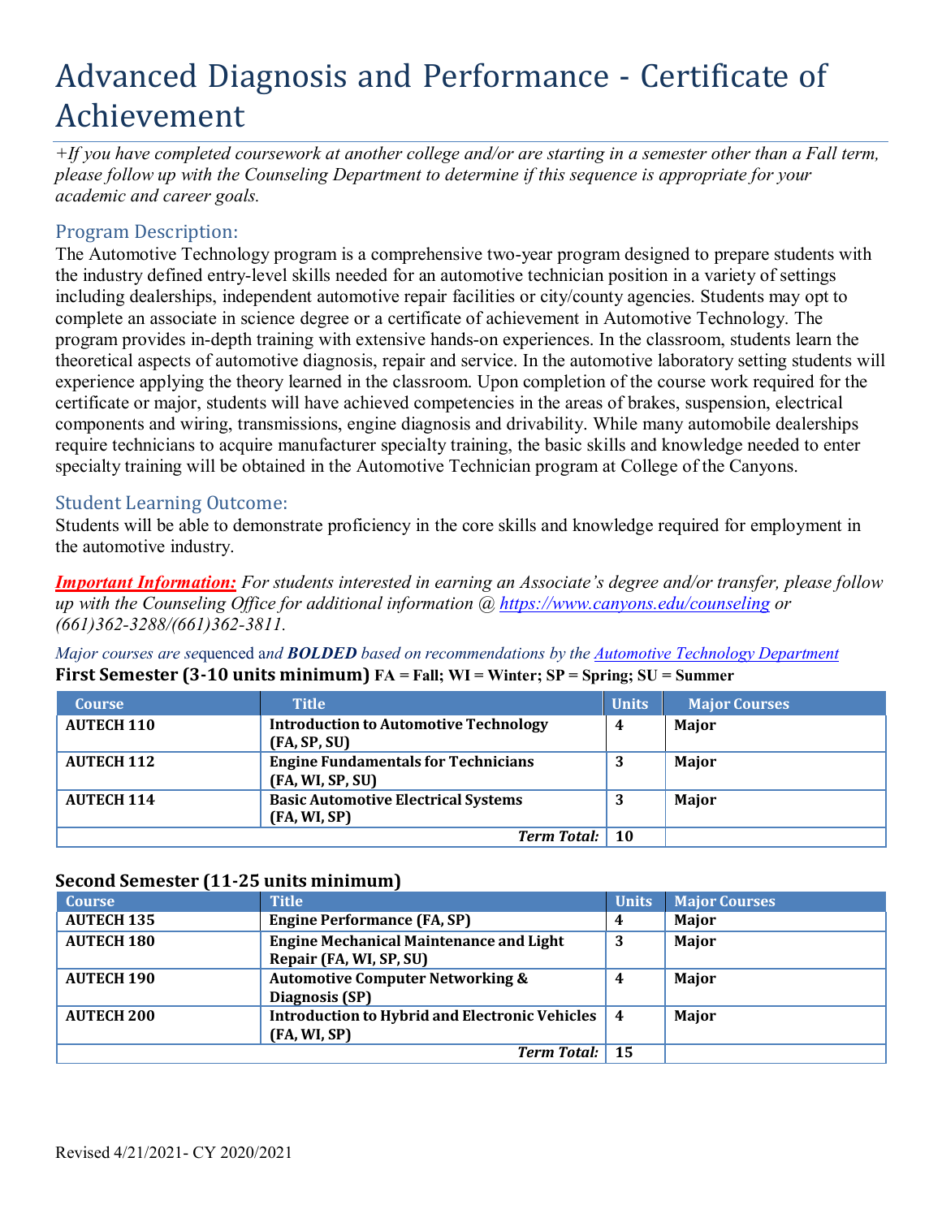# Advanced Diagnosis and Performance - Certificate of Achievement

*+If you have completed coursework at another college and/or are starting in a semester other than a Fall term, please follow up with the Counseling Department to determine if this sequence is appropriate for your academic and career goals.*

## Program Description:

The Automotive Technology program is a comprehensive two-year program designed to prepare students with the industry defined entry-level skills needed for an automotive technician position in a variety of settings including dealerships, independent automotive repair facilities or city/county agencies. Students may opt to complete an associate in science degree or a certificate of achievement in Automotive Technology. The program provides in-depth training with extensive hands-on experiences. In the classroom, students learn the theoretical aspects of automotive diagnosis, repair and service. In the automotive laboratory setting students will experience applying the theory learned in the classroom. Upon completion of the course work required for the certificate or major, students will have achieved competencies in the areas of brakes, suspension, electrical components and wiring, transmissions, engine diagnosis and drivability. While many automobile dealerships require technicians to acquire manufacturer specialty training, the basic skills and knowledge needed to enter specialty training will be obtained in the Automotive Technician program at College of the Canyons.

## Student Learning Outcome:

Students will be able to demonstrate proficiency in the core skills and knowledge required for employment in the automotive industry.

***Important Information:*** *For students interested in earning an Associate's degree and/or transfer, please follow up with the Counseling Office for additional information @ https://www.canyons.edu/counseling or (661)362-3288/(661)362-3811.*

*Major courses are sequenced and **BOLDED** based on recommendations by the Automotive Technology Department*

**First Semester (3-10 units minimum)** FA = Fall; WI = Winter; SP = Spring; SU = Summer

| Course | Title | Units | Major Courses |
|---|---|---|---|
| **AUTECH 110** | **Introduction to Automotive Technology (FA, SP, SU)** | **4** | **Major** |
| **AUTECH 112** | **Engine Fundamentals for Technicians (FA, WI, SP, SU)** | **3** | **Major** |
| **AUTECH 114** | **Basic Automotive Electrical Systems (FA, WI, SP)** | **3** | **Major** |
| | ***Term Total:*** | **10** | |

**Second Semester (11-25 units minimum)**

| Course | Title | Units | Major Courses |
|---|---|---|---|
| **AUTECH 135** | **Engine Performance (FA, SP)** | **4** | **Major** |
| **AUTECH 180** | **Engine Mechanical Maintenance and Light Repair (FA, WI, SP, SU)** | **3** | **Major** |
| **AUTECH 190** | **Automotive Computer Networking & Diagnosis (SP)** | **4** | **Major** |
| **AUTECH 200** | **Introduction to Hybrid and Electronic Vehicles (FA, WI, SP)** | **4** | **Major** |
| | ***Term Total:*** | **15** | |

Revised 4/21/2021- CY 2020/2021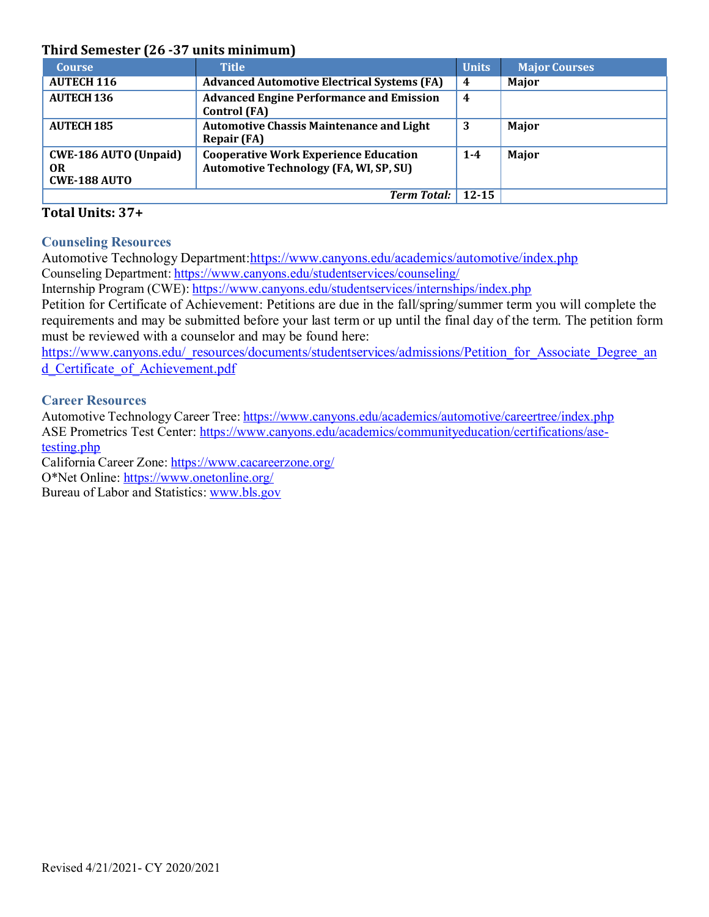### Third Semester (26 -37 units minimum)

| Course | Title | Units | Major Courses |
|---|---|---|---|
| **AUTECH 116** | **Advanced Automotive Electrical Systems (FA)** | **4** | **Major** |
| **AUTECH 136** | **Advanced Engine Performance and Emission Control (FA)** | **4** | |
| **AUTECH 185** | **Automotive Chassis Maintenance and Light Repair (FA)** | **3** | **Major** |
| **CWE-186 AUTO (Unpaid) OR CWE-188 AUTO** | **Cooperative Work Experience Education Automotive Technology (FA, WI, SP, SU)** | **1-4** | **Major** |
| | ***Term Total:*** | **12-15** | |

**Total Units: 37+**

### Counseling Resources

Automotive Technology Department:https://www.canyons.edu/academics/automotive/index.php
Counseling Department: https://www.canyons.edu/studentservices/counseling/
Internship Program (CWE): https://www.canyons.edu/studentservices/internships/index.php
Petition for Certificate of Achievement: Petitions are due in the fall/spring/summer term you will complete the requirements and may be submitted before your last term or up until the final day of the term. The petition form must be reviewed with a counselor and may be found here:
https://www.canyons.edu/_resources/documents/studentservices/admissions/Petition_for_Associate_Degree_and_Certificate_of_Achievement.pdf

### Career Resources

Automotive Technology Career Tree: https://www.canyons.edu/academics/automotive/careertree/index.php
ASE Prometrics Test Center: https://www.canyons.edu/academics/communityeducation/certifications/ase-testing.php
California Career Zone: https://www.cacareerzone.org/
O*Net Online: https://www.onetonline.org/
Bureau of Labor and Statistics: www.bls.gov

Revised 4/21/2021- CY 2020/2021